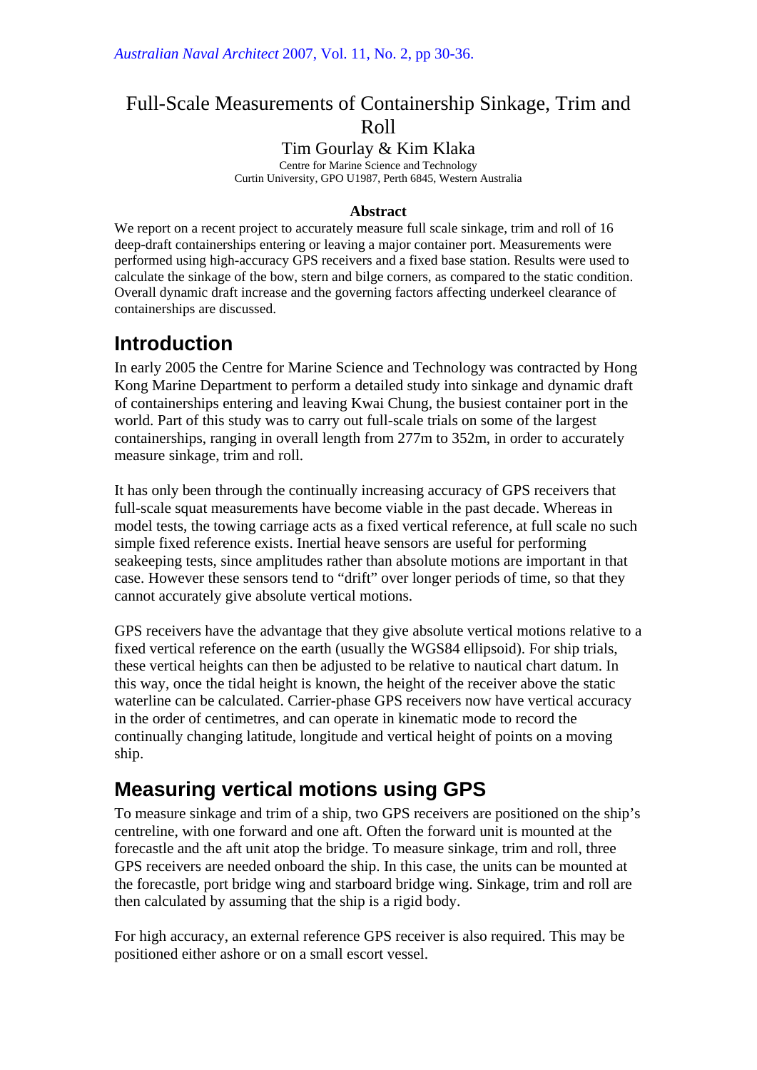*Australian Naval Architect* 2007, Vol. 11, No. 2, pp 30-36.

# Full-Scale Measurements of Containership Sinkage, Trim and Roll

Tim Gourlay & Kim Klaka

Centre for Marine Science and Technology
Curtin University, GPO U1987, Perth 6845, Western Australia

**Abstract**

We report on a recent project to accurately measure full scale sinkage, trim and roll of 16 deep-draft containerships entering or leaving a major container port. Measurements were performed using high-accuracy GPS receivers and a fixed base station. Results were used to calculate the sinkage of the bow, stern and bilge corners, as compared to the static condition. Overall dynamic draft increase and the governing factors affecting underkeel clearance of containerships are discussed.

## Introduction

In early 2005 the Centre for Marine Science and Technology was contracted by Hong Kong Marine Department to perform a detailed study into sinkage and dynamic draft of containerships entering and leaving Kwai Chung, the busiest container port in the world. Part of this study was to carry out full-scale trials on some of the largest containerships, ranging in overall length from 277m to 352m, in order to accurately measure sinkage, trim and roll.

It has only been through the continually increasing accuracy of GPS receivers that full-scale squat measurements have become viable in the past decade. Whereas in model tests, the towing carriage acts as a fixed vertical reference, at full scale no such simple fixed reference exists. Inertial heave sensors are useful for performing seakeeping tests, since amplitudes rather than absolute motions are important in that case. However these sensors tend to "drift" over longer periods of time, so that they cannot accurately give absolute vertical motions.

GPS receivers have the advantage that they give absolute vertical motions relative to a fixed vertical reference on the earth (usually the WGS84 ellipsoid). For ship trials, these vertical heights can then be adjusted to be relative to nautical chart datum. In this way, once the tidal height is known, the height of the receiver above the static waterline can be calculated. Carrier-phase GPS receivers now have vertical accuracy in the order of centimetres, and can operate in kinematic mode to record the continually changing latitude, longitude and vertical height of points on a moving ship.

## Measuring vertical motions using GPS

To measure sinkage and trim of a ship, two GPS receivers are positioned on the ship's centreline, with one forward and one aft. Often the forward unit is mounted at the forecastle and the aft unit atop the bridge. To measure sinkage, trim and roll, three GPS receivers are needed onboard the ship. In this case, the units can be mounted at the forecastle, port bridge wing and starboard bridge wing. Sinkage, trim and roll are then calculated by assuming that the ship is a rigid body.

For high accuracy, an external reference GPS receiver is also required. This may be positioned either ashore or on a small escort vessel.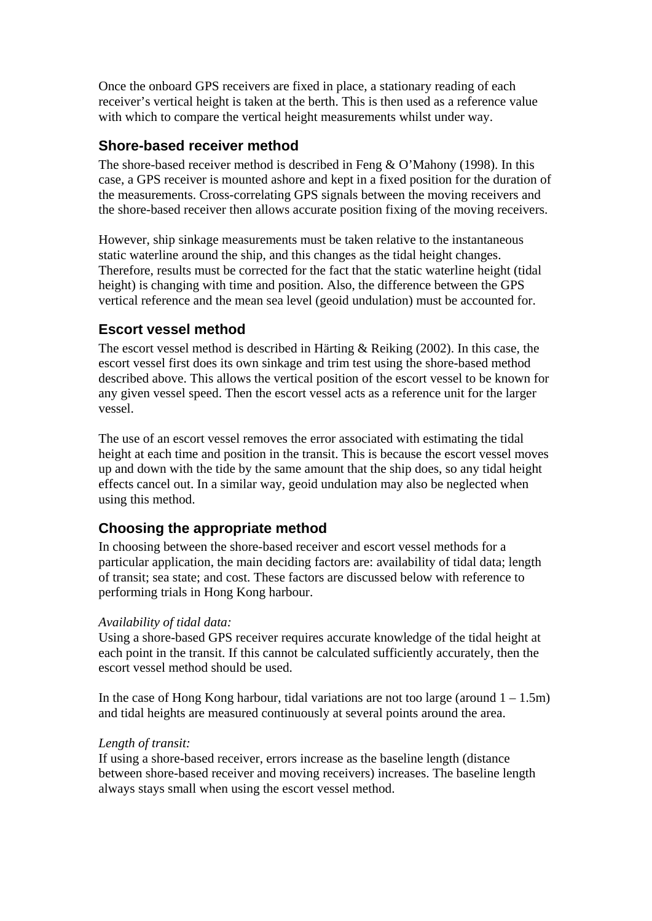Once the onboard GPS receivers are fixed in place, a stationary reading of each receiver's vertical height is taken at the berth. This is then used as a reference value with which to compare the vertical height measurements whilst under way.

## Shore-based receiver method

The shore-based receiver method is described in Feng & O'Mahony (1998). In this case, a GPS receiver is mounted ashore and kept in a fixed position for the duration of the measurements. Cross-correlating GPS signals between the moving receivers and the shore-based receiver then allows accurate position fixing of the moving receivers.

However, ship sinkage measurements must be taken relative to the instantaneous static waterline around the ship, and this changes as the tidal height changes. Therefore, results must be corrected for the fact that the static waterline height (tidal height) is changing with time and position. Also, the difference between the GPS vertical reference and the mean sea level (geoid undulation) must be accounted for.

## Escort vessel method

The escort vessel method is described in Härting & Reiking (2002). In this case, the escort vessel first does its own sinkage and trim test using the shore-based method described above. This allows the vertical position of the escort vessel to be known for any given vessel speed. Then the escort vessel acts as a reference unit for the larger vessel.

The use of an escort vessel removes the error associated with estimating the tidal height at each time and position in the transit. This is because the escort vessel moves up and down with the tide by the same amount that the ship does, so any tidal height effects cancel out. In a similar way, geoid undulation may also be neglected when using this method.

## Choosing the appropriate method

In choosing between the shore-based receiver and escort vessel methods for a particular application, the main deciding factors are: availability of tidal data; length of transit; sea state; and cost. These factors are discussed below with reference to performing trials in Hong Kong harbour.

*Availability of tidal data:*
Using a shore-based GPS receiver requires accurate knowledge of the tidal height at each point in the transit. If this cannot be calculated sufficiently accurately, then the escort vessel method should be used.

In the case of Hong Kong harbour, tidal variations are not too large (around 1 – 1.5m) and tidal heights are measured continuously at several points around the area.

*Length of transit:*
If using a shore-based receiver, errors increase as the baseline length (distance between shore-based receiver and moving receivers) increases. The baseline length always stays small when using the escort vessel method.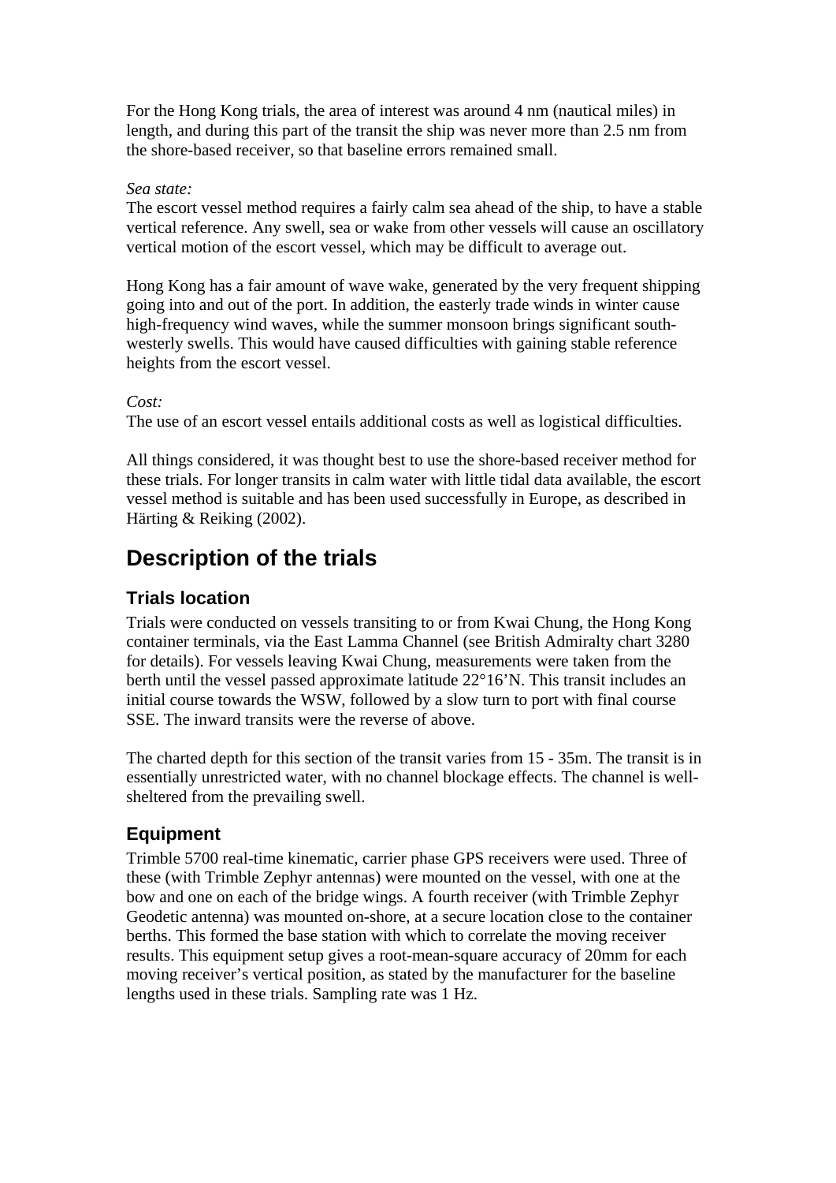For the Hong Kong trials, the area of interest was around 4 nm (nautical miles) in length, and during this part of the transit the ship was never more than 2.5 nm from the shore-based receiver, so that baseline errors remained small.

*Sea state:*
The escort vessel method requires a fairly calm sea ahead of the ship, to have a stable vertical reference. Any swell, sea or wake from other vessels will cause an oscillatory vertical motion of the escort vessel, which may be difficult to average out.

Hong Kong has a fair amount of wave wake, generated by the very frequent shipping going into and out of the port. In addition, the easterly trade winds in winter cause high-frequency wind waves, while the summer monsoon brings significant south-westerly swells. This would have caused difficulties with gaining stable reference heights from the escort vessel.

*Cost:*
The use of an escort vessel entails additional costs as well as logistical difficulties.

All things considered, it was thought best to use the shore-based receiver method for these trials. For longer transits in calm water with little tidal data available, the escort vessel method is suitable and has been used successfully in Europe, as described in Härting & Reiking (2002).

# Description of the trials

## Trials location

Trials were conducted on vessels transiting to or from Kwai Chung, the Hong Kong container terminals, via the East Lamma Channel (see British Admiralty chart 3280 for details). For vessels leaving Kwai Chung, measurements were taken from the berth until the vessel passed approximate latitude 22°16'N. This transit includes an initial course towards the WSW, followed by a slow turn to port with final course SSE. The inward transits were the reverse of above.

The charted depth for this section of the transit varies from 15 - 35m. The transit is in essentially unrestricted water, with no channel blockage effects. The channel is well-sheltered from the prevailing swell.

## Equipment

Trimble 5700 real-time kinematic, carrier phase GPS receivers were used. Three of these (with Trimble Zephyr antennas) were mounted on the vessel, with one at the bow and one on each of the bridge wings. A fourth receiver (with Trimble Zephyr Geodetic antenna) was mounted on-shore, at a secure location close to the container berths. This formed the base station with which to correlate the moving receiver results. This equipment setup gives a root-mean-square accuracy of 20mm for each moving receiver's vertical position, as stated by the manufacturer for the baseline lengths used in these trials. Sampling rate was 1 Hz.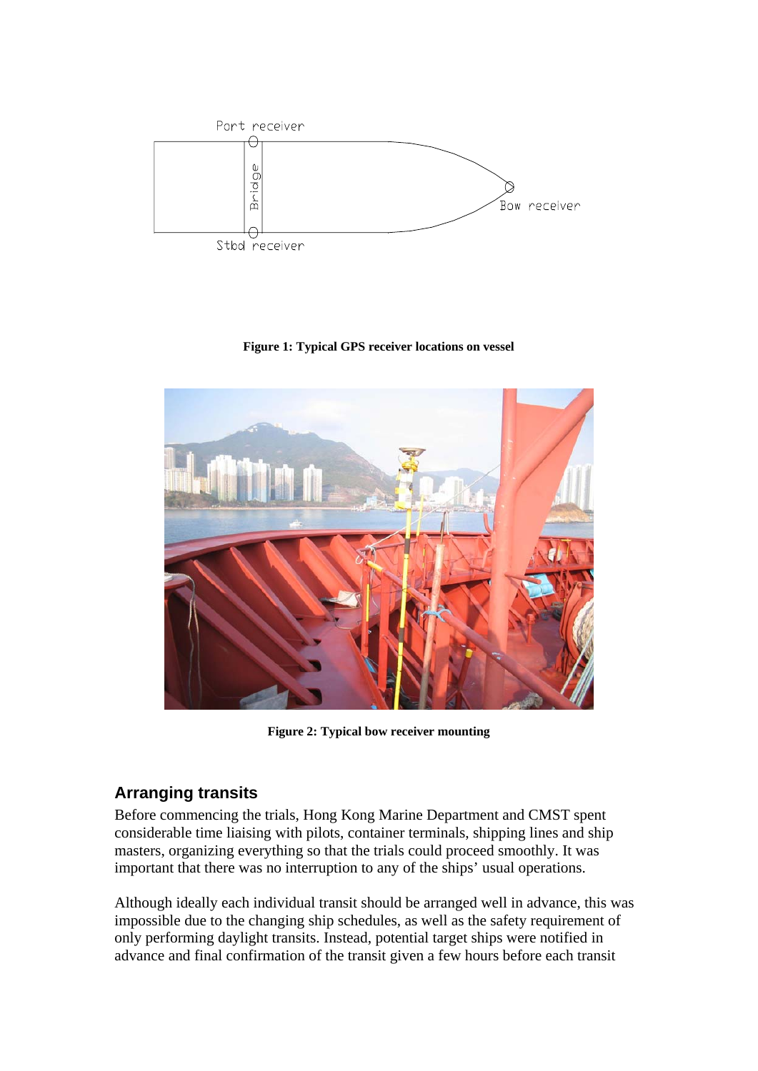Figure 1: Typical GPS receiver locations on vessel

Figure 2: Typical bow receiver mounting

## Arranging transits

Before commencing the trials, Hong Kong Marine Department and CMST spent considerable time liaising with pilots, container terminals, shipping lines and ship masters, organizing everything so that the trials could proceed smoothly. It was important that there was no interruption to any of the ships' usual operations.

Although ideally each individual transit should be arranged well in advance, this was impossible due to the changing ship schedules, as well as the safety requirement of only performing daylight transits. Instead, potential target ships were notified in advance and final confirmation of the transit given a few hours before each transit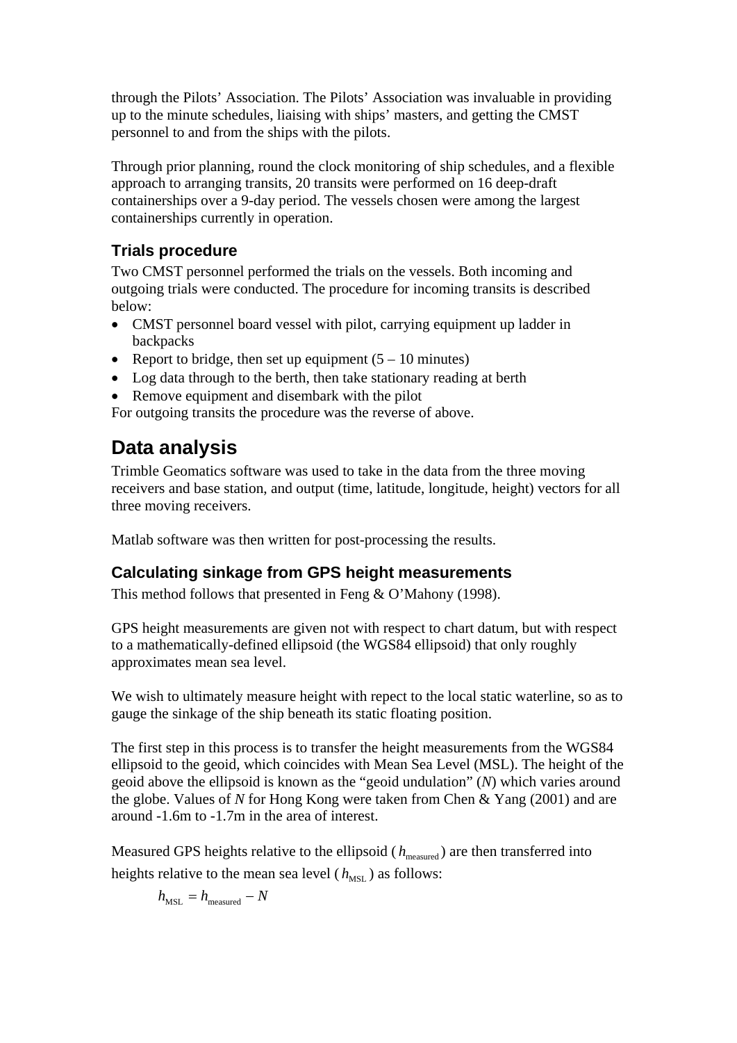through the Pilots' Association. The Pilots' Association was invaluable in providing up to the minute schedules, liaising with ships' masters, and getting the CMST personnel to and from the ships with the pilots.

Through prior planning, round the clock monitoring of ship schedules, and a flexible approach to arranging transits, 20 transits were performed on 16 deep-draft containerships over a 9-day period. The vessels chosen were among the largest containerships currently in operation.

### Trials procedure

Two CMST personnel performed the trials on the vessels. Both incoming and outgoing trials were conducted. The procedure for incoming transits is described below:

- CMST personnel board vessel with pilot, carrying equipment up ladder in backpacks
- Report to bridge, then set up equipment (5 – 10 minutes)
- Log data through to the berth, then take stationary reading at berth
- Remove equipment and disembark with the pilot

For outgoing transits the procedure was the reverse of above.

## Data analysis

Trimble Geomatics software was used to take in the data from the three moving receivers and base station, and output (time, latitude, longitude, height) vectors for all three moving receivers.

Matlab software was then written for post-processing the results.

### Calculating sinkage from GPS height measurements

This method follows that presented in Feng & O'Mahony (1998).

GPS height measurements are given not with respect to chart datum, but with respect to a mathematically-defined ellipsoid (the WGS84 ellipsoid) that only roughly approximates mean sea level.

We wish to ultimately measure height with repect to the local static waterline, so as to gauge the sinkage of the ship beneath its static floating position.

The first step in this process is to transfer the height measurements from the WGS84 ellipsoid to the geoid, which coincides with Mean Sea Level (MSL). The height of the geoid above the ellipsoid is known as the "geoid undulation" ($N$) which varies around the globe. Values of $N$ for Hong Kong were taken from Chen & Yang (2001) and are around -1.6m to -1.7m in the area of interest.

Measured GPS heights relative to the ellipsoid ($h_{\text{measured}}$) are then transferred into heights relative to the mean sea level ($h_{\text{MSL}}$) as follows:

$$h_{\text{MSL}} = h_{\text{measured}} - N$$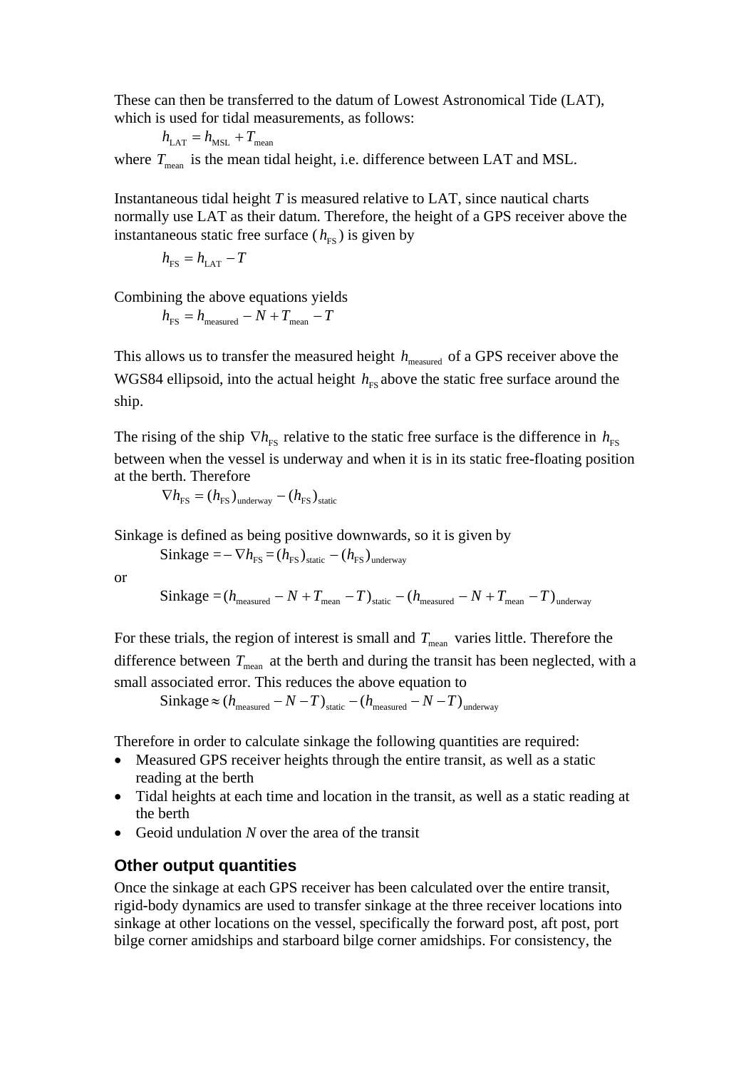These can then be transferred to the datum of Lowest Astronomical Tide (LAT), which is used for tidal measurements, as follows:

$$h_{\mathrm{LAT}} = h_{\mathrm{MSL}} + T_{\mathrm{mean}}$$

where $T_{\mathrm{mean}}$ is the mean tidal height, i.e. difference between LAT and MSL.

Instantaneous tidal height $T$ is measured relative to LAT, since nautical charts normally use LAT as their datum. Therefore, the height of a GPS receiver above the instantaneous static free surface ($h_{\mathrm{FS}}$) is given by

$$h_{\mathrm{FS}} = h_{\mathrm{LAT}} - T$$

Combining the above equations yields

$$h_{\mathrm{FS}} = h_{\mathrm{measured}} - N + T_{\mathrm{mean}} - T$$

This allows us to transfer the measured height $h_{\mathrm{measured}}$ of a GPS receiver above the WGS84 ellipsoid, into the actual height $h_{\mathrm{FS}}$ above the static free surface around the ship.

The rising of the ship $\nabla h_{\mathrm{FS}}$ relative to the static free surface is the difference in $h_{\mathrm{FS}}$ between when the vessel is underway and when it is in its static free-floating position at the berth. Therefore

$$\nabla h_{\mathrm{FS}} = (h_{\mathrm{FS}})_{\mathrm{underway}} - (h_{\mathrm{FS}})_{\mathrm{static}}$$

Sinkage is defined as being positive downwards, so it is given by

$$\mathrm{Sinkage} = -\nabla h_{\mathrm{FS}} = (h_{\mathrm{FS}})_{\mathrm{static}} - (h_{\mathrm{FS}})_{\mathrm{underway}}$$

or

$$\mathrm{Sinkage} = (h_{\mathrm{measured}} - N + T_{\mathrm{mean}} - T)_{\mathrm{static}} - (h_{\mathrm{measured}} - N + T_{\mathrm{mean}} - T)_{\mathrm{underway}}$$

For these trials, the region of interest is small and $T_{\mathrm{mean}}$ varies little. Therefore the difference between $T_{\mathrm{mean}}$ at the berth and during the transit has been neglected, with a small associated error. This reduces the above equation to

$$\mathrm{Sinkage} \approx (h_{\mathrm{measured}} - N - T)_{\mathrm{static}} - (h_{\mathrm{measured}} - N - T)_{\mathrm{underway}}$$

Therefore in order to calculate sinkage the following quantities are required:

- Measured GPS receiver heights through the entire transit, as well as a static reading at the berth
- Tidal heights at each time and location in the transit, as well as a static reading at the berth
- Geoid undulation $N$ over the area of the transit

## Other output quantities

Once the sinkage at each GPS receiver has been calculated over the entire transit, rigid-body dynamics are used to transfer sinkage at the three receiver locations into sinkage at other locations on the vessel, specifically the forward post, aft post, port bilge corner amidships and starboard bilge corner amidships. For consistency, the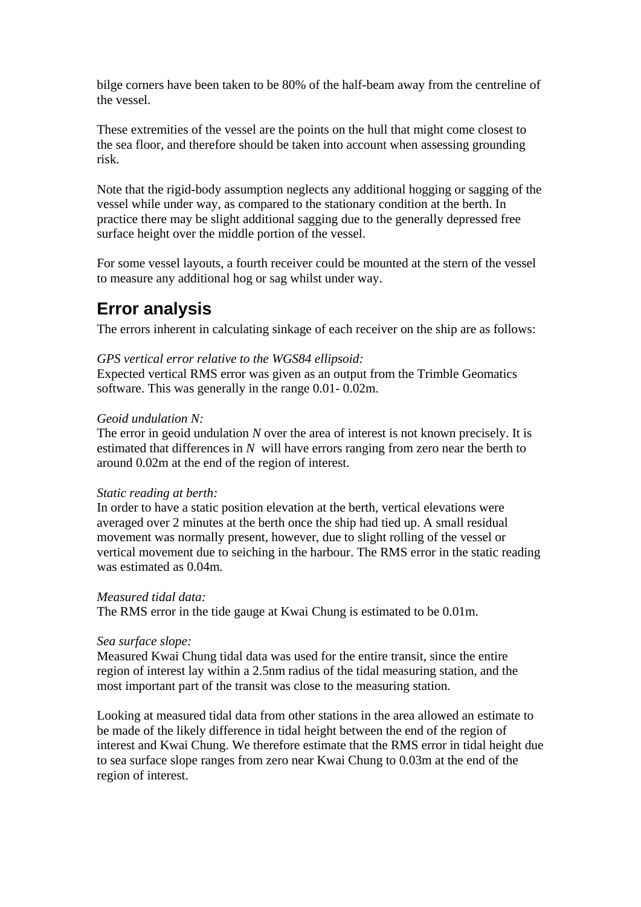bilge corners have been taken to be 80% of the half-beam away from the centreline of the vessel.

These extremities of the vessel are the points on the hull that might come closest to the sea floor, and therefore should be taken into account when assessing grounding risk.

Note that the rigid-body assumption neglects any additional hogging or sagging of the vessel while under way, as compared to the stationary condition at the berth. In practice there may be slight additional sagging due to the generally depressed free surface height over the middle portion of the vessel.

For some vessel layouts, a fourth receiver could be mounted at the stern of the vessel to measure any additional hog or sag whilst under way.

## Error analysis

The errors inherent in calculating sinkage of each receiver on the ship are as follows:

*GPS vertical error relative to the WGS84 ellipsoid:*
Expected vertical RMS error was given as an output from the Trimble Geomatics software. This was generally in the range 0.01- 0.02m.

*Geoid undulation N:*
The error in geoid undulation $N$ over the area of interest is not known precisely. It is estimated that differences in $N$ will have errors ranging from zero near the berth to around 0.02m at the end of the region of interest.

*Static reading at berth:*
In order to have a static position elevation at the berth, vertical elevations were averaged over 2 minutes at the berth once the ship had tied up. A small residual movement was normally present, however, due to slight rolling of the vessel or vertical movement due to seiching in the harbour. The RMS error in the static reading was estimated as 0.04m.

*Measured tidal data:*
The RMS error in the tide gauge at Kwai Chung is estimated to be 0.01m.

*Sea surface slope:*
Measured Kwai Chung tidal data was used for the entire transit, since the entire region of interest lay within a 2.5nm radius of the tidal measuring station, and the most important part of the transit was close to the measuring station.

Looking at measured tidal data from other stations in the area allowed an estimate to be made of the likely difference in tidal height between the end of the region of interest and Kwai Chung. We therefore estimate that the RMS error in tidal height due to sea surface slope ranges from zero near Kwai Chung to 0.03m at the end of the region of interest.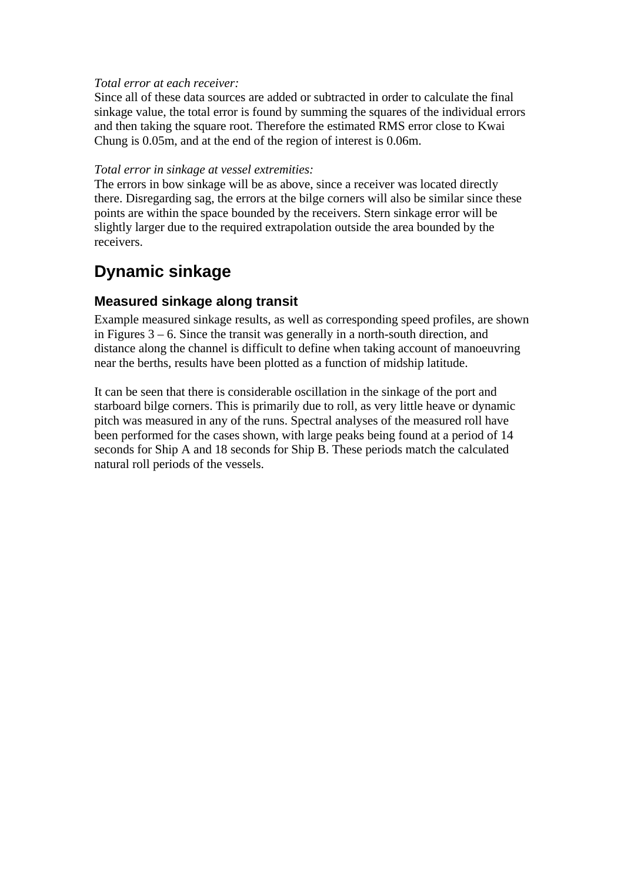*Total error at each receiver:*
Since all of these data sources are added or subtracted in order to calculate the final sinkage value, the total error is found by summing the squares of the individual errors and then taking the square root. Therefore the estimated RMS error close to Kwai Chung is 0.05m, and at the end of the region of interest is 0.06m.

*Total error in sinkage at vessel extremities:*
The errors in bow sinkage will be as above, since a receiver was located directly there. Disregarding sag, the errors at the bilge corners will also be similar since these points are within the space bounded by the receivers. Stern sinkage error will be slightly larger due to the required extrapolation outside the area bounded by the receivers.

## Dynamic sinkage

### Measured sinkage along transit

Example measured sinkage results, as well as corresponding speed profiles, are shown in Figures 3 – 6. Since the transit was generally in a north-south direction, and distance along the channel is difficult to define when taking account of manoeuvring near the berths, results have been plotted as a function of midship latitude.

It can be seen that there is considerable oscillation in the sinkage of the port and starboard bilge corners. This is primarily due to roll, as very little heave or dynamic pitch was measured in any of the runs. Spectral analyses of the measured roll have been performed for the cases shown, with large peaks being found at a period of 14 seconds for Ship A and 18 seconds for Ship B. These periods match the calculated natural roll periods of the vessels.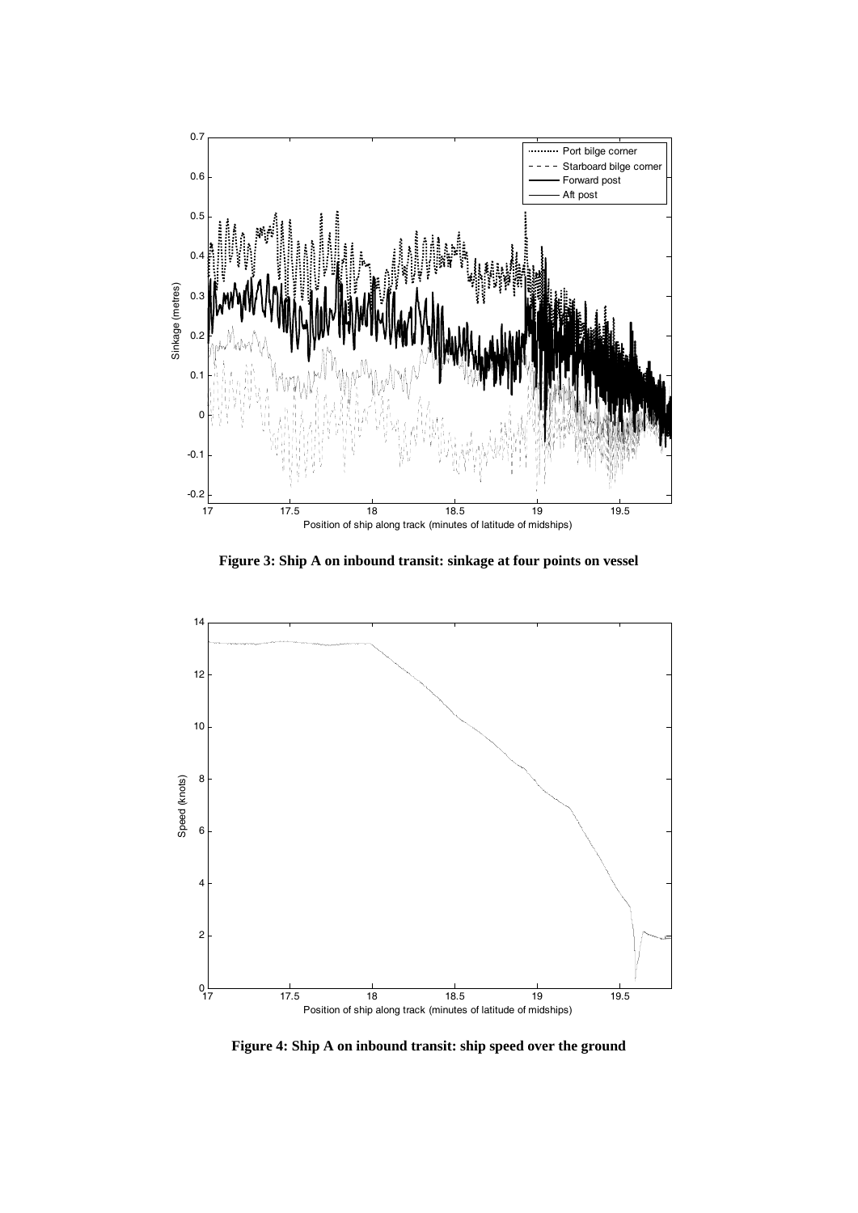**Figure 3: Ship A on inbound transit: sinkage at four points on vessel**

**Figure 4: Ship A on inbound transit: ship speed over the ground**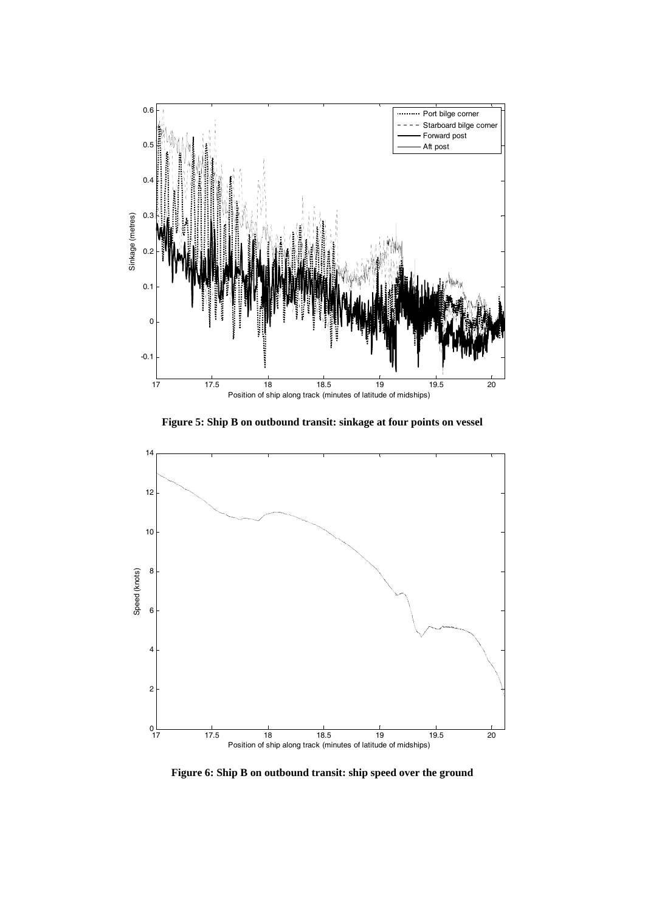**Figure 5: Ship B on outbound transit: sinkage at four points on vessel**

**Figure 6: Ship B on outbound transit: ship speed over the ground**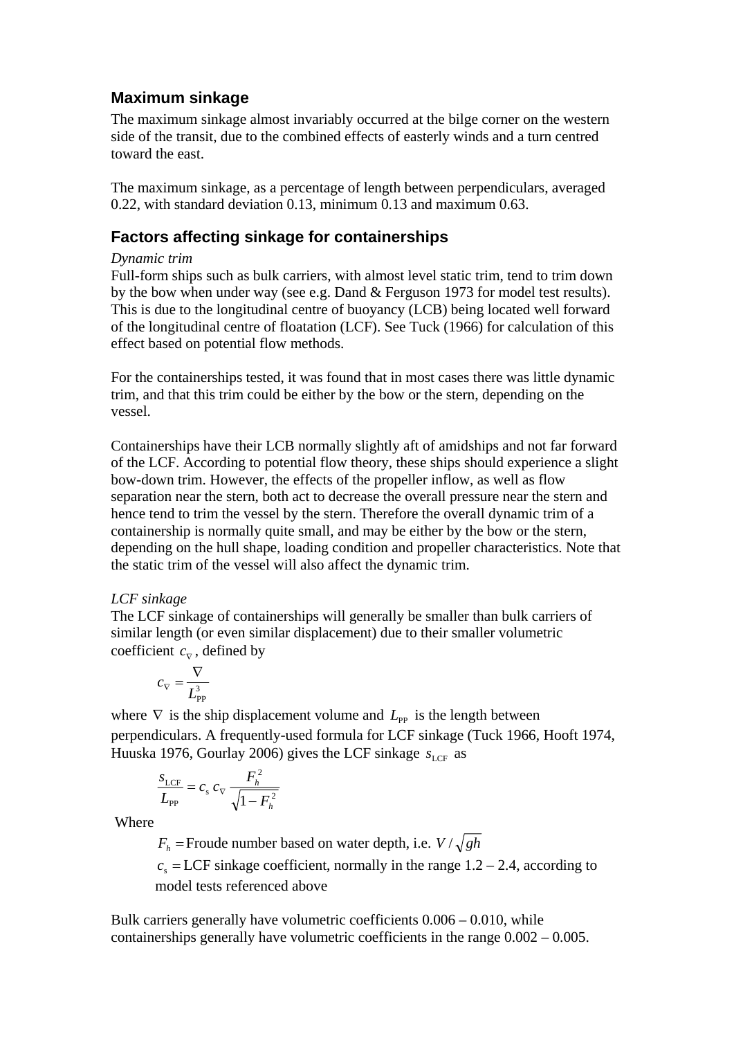## Maximum sinkage

The maximum sinkage almost invariably occurred at the bilge corner on the western side of the transit, due to the combined effects of easterly winds and a turn centred toward the east.

The maximum sinkage, as a percentage of length between perpendiculars, averaged 0.22, with standard deviation 0.13, minimum 0.13 and maximum 0.63.

## Factors affecting sinkage for containerships

*Dynamic trim*

Full-form ships such as bulk carriers, with almost level static trim, tend to trim down by the bow when under way (see e.g. Dand & Ferguson 1973 for model test results). This is due to the longitudinal centre of buoyancy (LCB) being located well forward of the longitudinal centre of floatation (LCF). See Tuck (1966) for calculation of this effect based on potential flow methods.

For the containerships tested, it was found that in most cases there was little dynamic trim, and that this trim could be either by the bow or the stern, depending on the vessel.

Containerships have their LCB normally slightly aft of amidships and not far forward of the LCF. According to potential flow theory, these ships should experience a slight bow-down trim. However, the effects of the propeller inflow, as well as flow separation near the stern, both act to decrease the overall pressure near the stern and hence tend to trim the vessel by the stern. Therefore the overall dynamic trim of a containership is normally quite small, and may be either by the bow or the stern, depending on the hull shape, loading condition and propeller characteristics. Note that the static trim of the vessel will also affect the dynamic trim.

*LCF sinkage*

The LCF sinkage of containerships will generally be smaller than bulk carriers of similar length (or even similar displacement) due to their smaller volumetric coefficient $c_\nabla$, defined by

$$c_\nabla = \frac{\nabla}{L_{\mathrm{PP}}^3}$$

where $\nabla$ is the ship displacement volume and $L_{\mathrm{PP}}$ is the length between perpendiculars. A frequently-used formula for LCF sinkage (Tuck 1966, Hooft 1974, Huuska 1976, Gourlay 2006) gives the LCF sinkage $s_{\mathrm{LCF}}$ as

$$\frac{s_{\mathrm{LCF}}}{L_{\mathrm{PP}}} = c_s \, c_\nabla \, \frac{F_h^2}{\sqrt{1 - F_h^2}}$$

Where

$F_h =$ Froude number based on water depth, i.e. $V / \sqrt{gh}$

$c_s =$ LCF sinkage coefficient, normally in the range 1.2 – 2.4, according to model tests referenced above

Bulk carriers generally have volumetric coefficients 0.006 – 0.010, while containerships generally have volumetric coefficients in the range 0.002 – 0.005.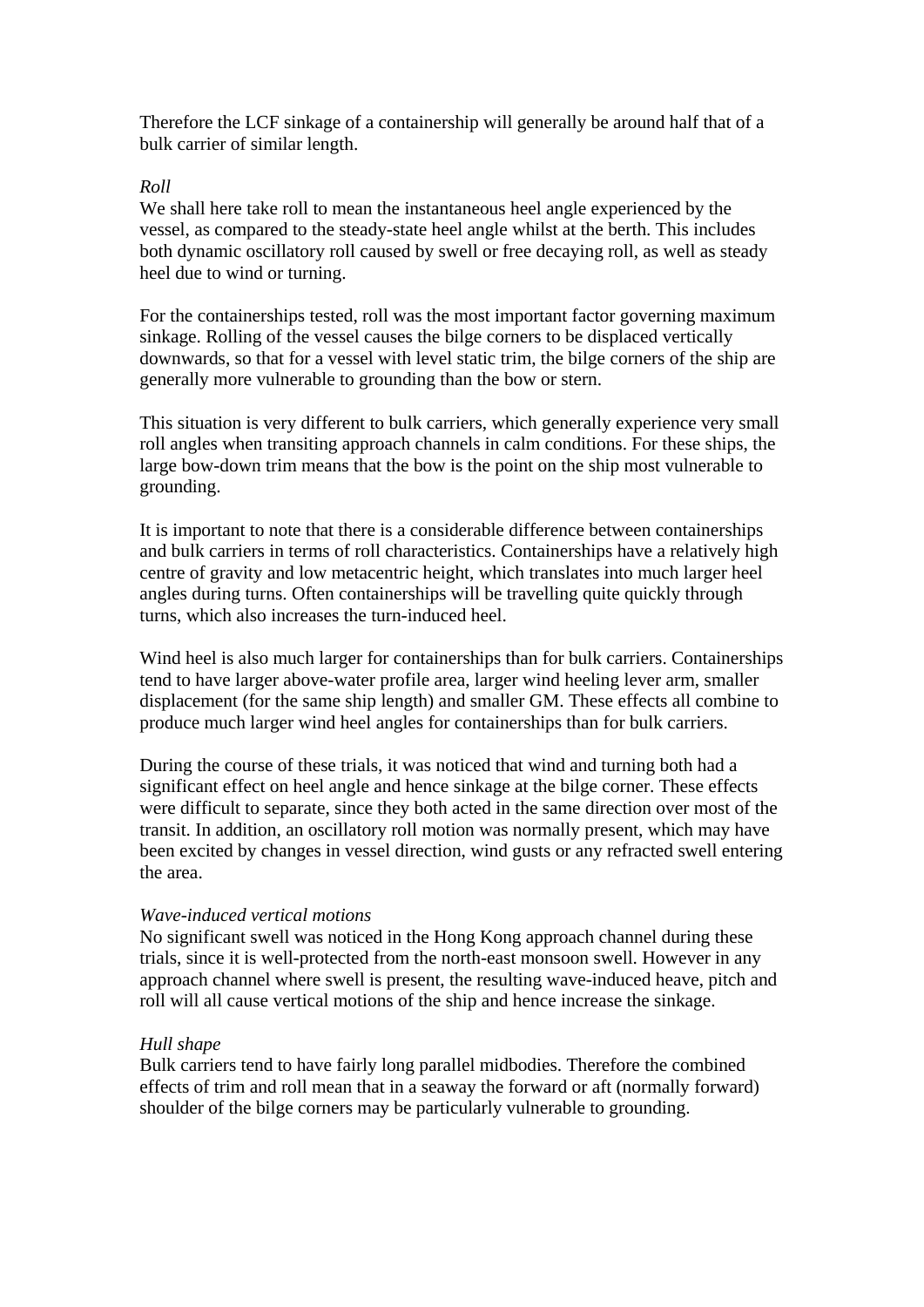Therefore the LCF sinkage of a containership will generally be around half that of a bulk carrier of similar length.

*Roll*

We shall here take roll to mean the instantaneous heel angle experienced by the vessel, as compared to the steady-state heel angle whilst at the berth. This includes both dynamic oscillatory roll caused by swell or free decaying roll, as well as steady heel due to wind or turning.

For the containerships tested, roll was the most important factor governing maximum sinkage. Rolling of the vessel causes the bilge corners to be displaced vertically downwards, so that for a vessel with level static trim, the bilge corners of the ship are generally more vulnerable to grounding than the bow or stern.

This situation is very different to bulk carriers, which generally experience very small roll angles when transiting approach channels in calm conditions. For these ships, the large bow-down trim means that the bow is the point on the ship most vulnerable to grounding.

It is important to note that there is a considerable difference between containerships and bulk carriers in terms of roll characteristics. Containerships have a relatively high centre of gravity and low metacentric height, which translates into much larger heel angles during turns. Often containerships will be travelling quite quickly through turns, which also increases the turn-induced heel.

Wind heel is also much larger for containerships than for bulk carriers. Containerships tend to have larger above-water profile area, larger wind heeling lever arm, smaller displacement (for the same ship length) and smaller GM. These effects all combine to produce much larger wind heel angles for containerships than for bulk carriers.

During the course of these trials, it was noticed that wind and turning both had a significant effect on heel angle and hence sinkage at the bilge corner. These effects were difficult to separate, since they both acted in the same direction over most of the transit. In addition, an oscillatory roll motion was normally present, which may have been excited by changes in vessel direction, wind gusts or any refracted swell entering the area.

*Wave-induced vertical motions*

No significant swell was noticed in the Hong Kong approach channel during these trials, since it is well-protected from the north-east monsoon swell. However in any approach channel where swell is present, the resulting wave-induced heave, pitch and roll will all cause vertical motions of the ship and hence increase the sinkage.

*Hull shape*

Bulk carriers tend to have fairly long parallel midbodies. Therefore the combined effects of trim and roll mean that in a seaway the forward or aft (normally forward) shoulder of the bilge corners may be particularly vulnerable to grounding.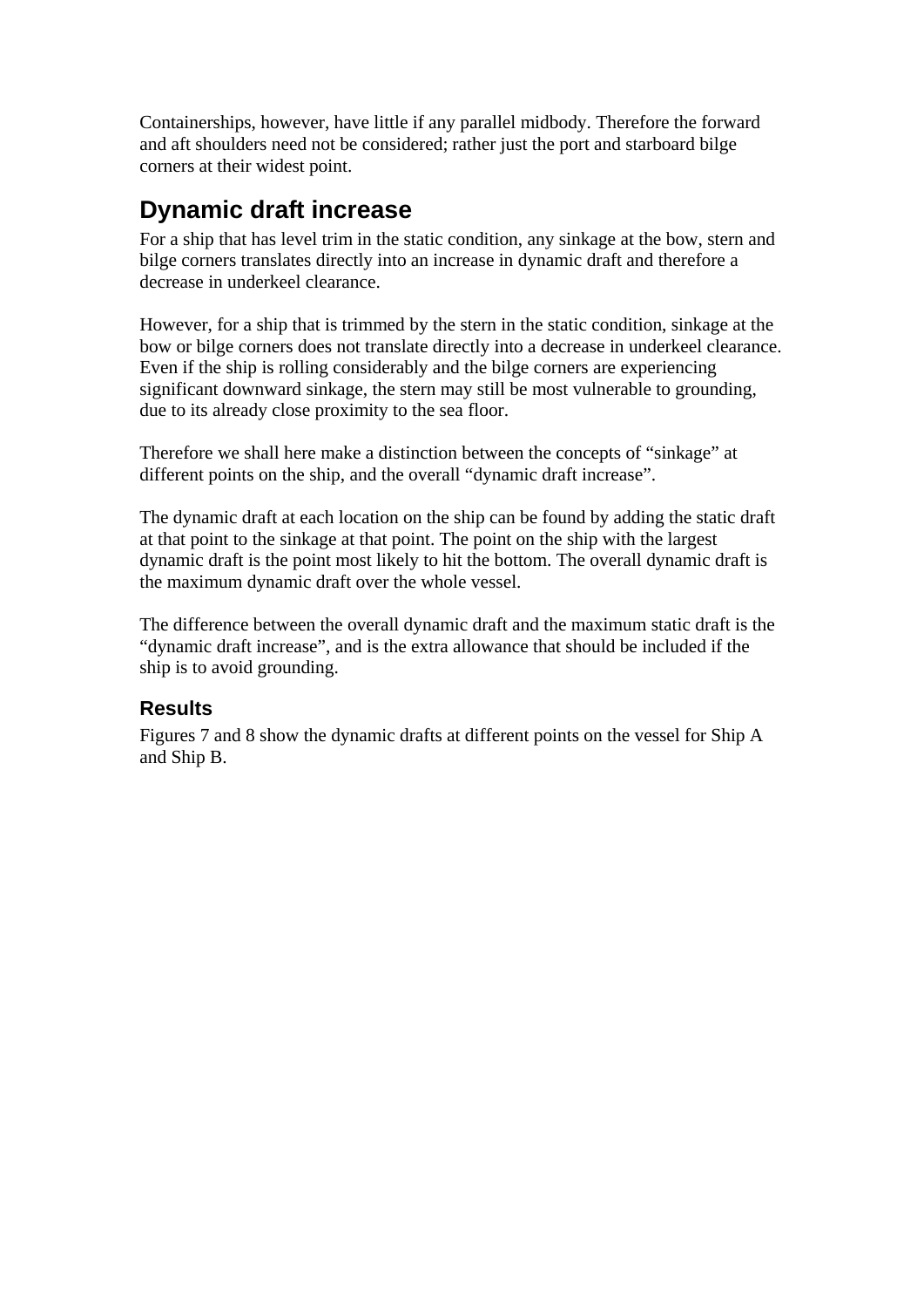Containerships, however, have little if any parallel midbody. Therefore the forward and aft shoulders need not be considered; rather just the port and starboard bilge corners at their widest point.

## Dynamic draft increase

For a ship that has level trim in the static condition, any sinkage at the bow, stern and bilge corners translates directly into an increase in dynamic draft and therefore a decrease in underkeel clearance.

However, for a ship that is trimmed by the stern in the static condition, sinkage at the bow or bilge corners does not translate directly into a decrease in underkeel clearance. Even if the ship is rolling considerably and the bilge corners are experiencing significant downward sinkage, the stern may still be most vulnerable to grounding, due to its already close proximity to the sea floor.

Therefore we shall here make a distinction between the concepts of "sinkage" at different points on the ship, and the overall "dynamic draft increase".

The dynamic draft at each location on the ship can be found by adding the static draft at that point to the sinkage at that point. The point on the ship with the largest dynamic draft is the point most likely to hit the bottom. The overall dynamic draft is the maximum dynamic draft over the whole vessel.

The difference between the overall dynamic draft and the maximum static draft is the "dynamic draft increase", and is the extra allowance that should be included if the ship is to avoid grounding.

### Results

Figures 7 and 8 show the dynamic drafts at different points on the vessel for Ship A and Ship B.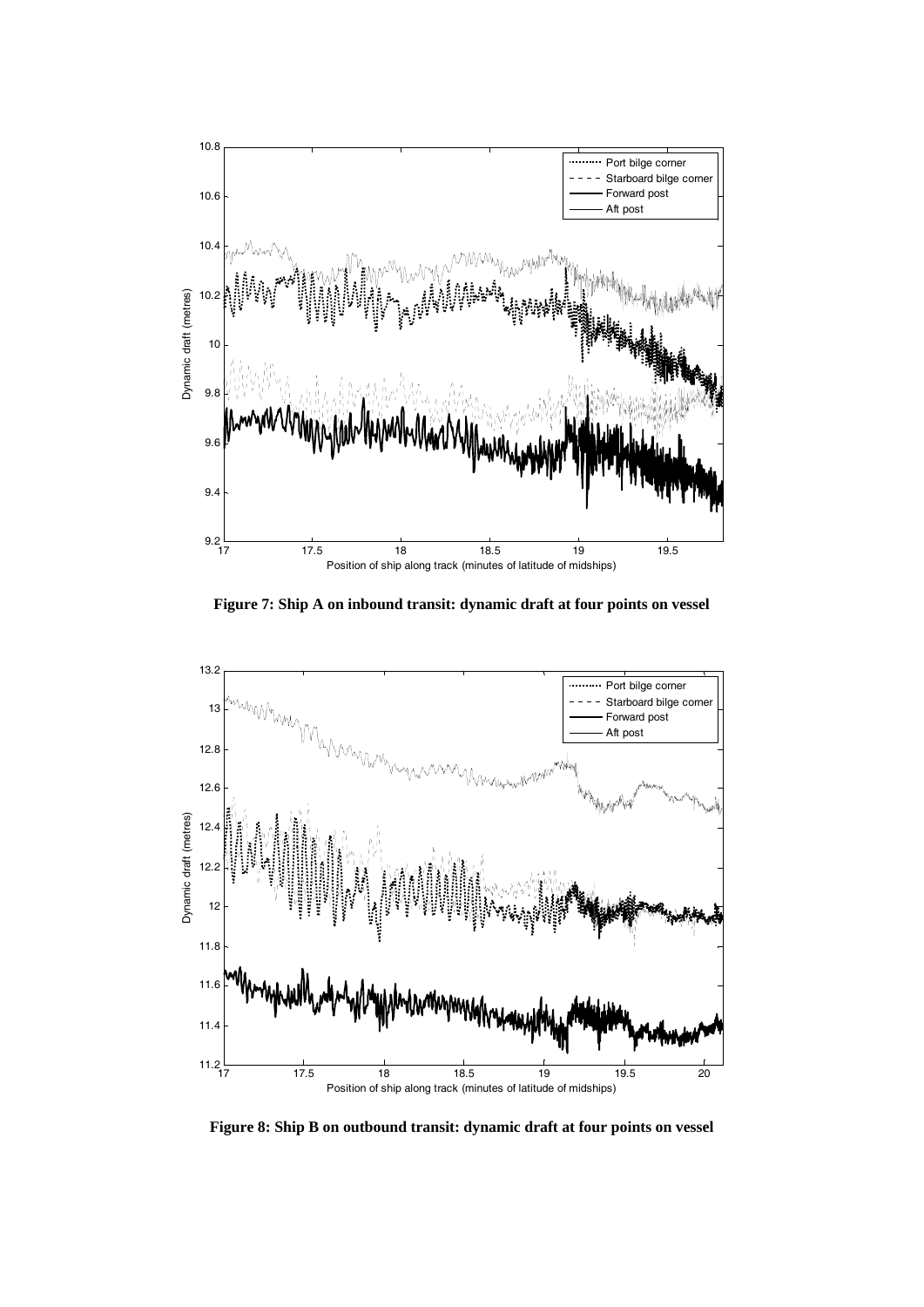**Figure 7: Ship A on inbound transit: dynamic draft at four points on vessel**

**Figure 8: Ship B on outbound transit: dynamic draft at four points on vessel**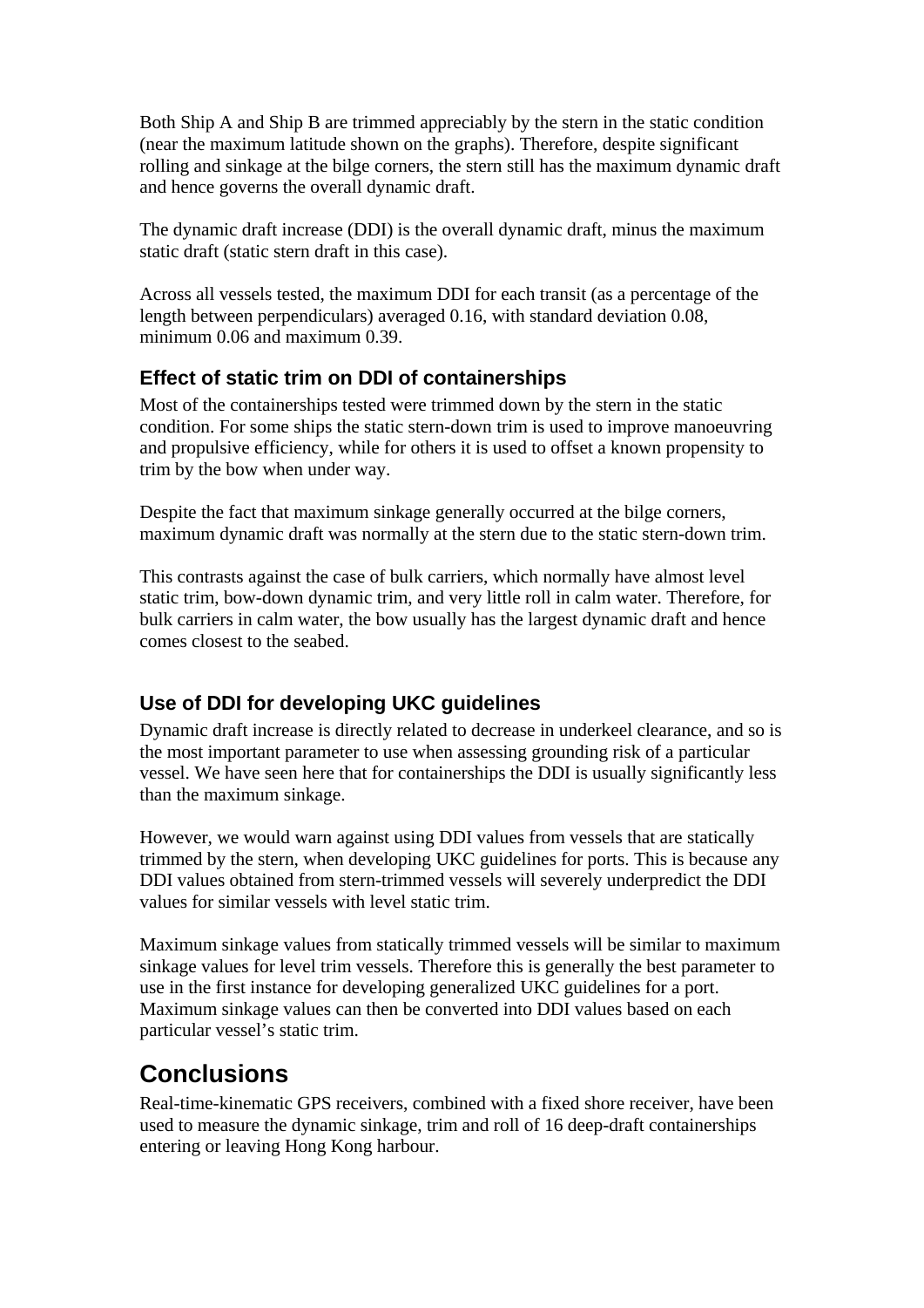Both Ship A and Ship B are trimmed appreciably by the stern in the static condition (near the maximum latitude shown on the graphs). Therefore, despite significant rolling and sinkage at the bilge corners, the stern still has the maximum dynamic draft and hence governs the overall dynamic draft.

The dynamic draft increase (DDI) is the overall dynamic draft, minus the maximum static draft (static stern draft in this case).

Across all vessels tested, the maximum DDI for each transit (as a percentage of the length between perpendiculars) averaged 0.16, with standard deviation 0.08, minimum 0.06 and maximum 0.39.

### Effect of static trim on DDI of containerships

Most of the containerships tested were trimmed down by the stern in the static condition. For some ships the static stern-down trim is used to improve manoeuvring and propulsive efficiency, while for others it is used to offset a known propensity to trim by the bow when under way.

Despite the fact that maximum sinkage generally occurred at the bilge corners, maximum dynamic draft was normally at the stern due to the static stern-down trim.

This contrasts against the case of bulk carriers, which normally have almost level static trim, bow-down dynamic trim, and very little roll in calm water. Therefore, for bulk carriers in calm water, the bow usually has the largest dynamic draft and hence comes closest to the seabed.

### Use of DDI for developing UKC guidelines

Dynamic draft increase is directly related to decrease in underkeel clearance, and so is the most important parameter to use when assessing grounding risk of a particular vessel. We have seen here that for containerships the DDI is usually significantly less than the maximum sinkage.

However, we would warn against using DDI values from vessels that are statically trimmed by the stern, when developing UKC guidelines for ports. This is because any DDI values obtained from stern-trimmed vessels will severely underpredict the DDI values for similar vessels with level static trim.

Maximum sinkage values from statically trimmed vessels will be similar to maximum sinkage values for level trim vessels. Therefore this is generally the best parameter to use in the first instance for developing generalized UKC guidelines for a port. Maximum sinkage values can then be converted into DDI values based on each particular vessel's static trim.

## Conclusions

Real-time-kinematic GPS receivers, combined with a fixed shore receiver, have been used to measure the dynamic sinkage, trim and roll of 16 deep-draft containerships entering or leaving Hong Kong harbour.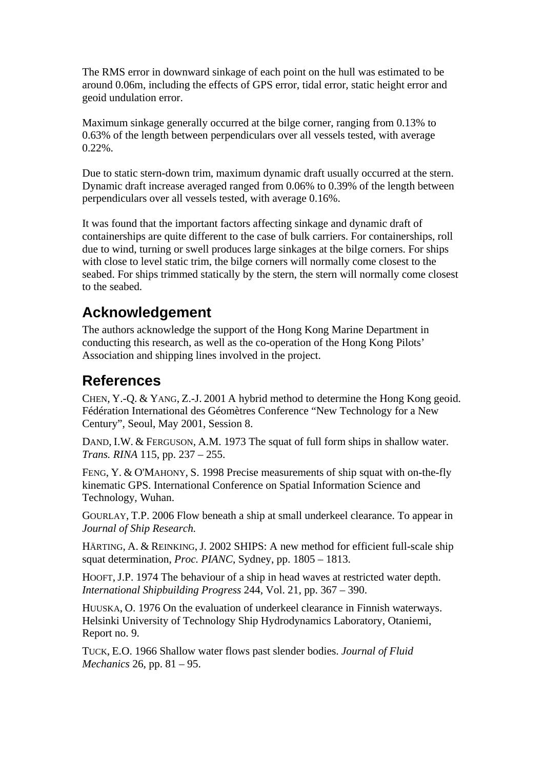The RMS error in downward sinkage of each point on the hull was estimated to be around 0.06m, including the effects of GPS error, tidal error, static height error and geoid undulation error.

Maximum sinkage generally occurred at the bilge corner, ranging from 0.13% to 0.63% of the length between perpendiculars over all vessels tested, with average 0.22%.

Due to static stern-down trim, maximum dynamic draft usually occurred at the stern. Dynamic draft increase averaged ranged from 0.06% to 0.39% of the length between perpendiculars over all vessels tested, with average 0.16%.

It was found that the important factors affecting sinkage and dynamic draft of containerships are quite different to the case of bulk carriers. For containerships, roll due to wind, turning or swell produces large sinkages at the bilge corners. For ships with close to level static trim, the bilge corners will normally come closest to the seabed. For ships trimmed statically by the stern, the stern will normally come closest to the seabed.

## Acknowledgement

The authors acknowledge the support of the Hong Kong Marine Department in conducting this research, as well as the co-operation of the Hong Kong Pilots' Association and shipping lines involved in the project.

## References

CHEN, Y.-Q. & YANG, Z.-J. 2001 A hybrid method to determine the Hong Kong geoid. Fédération International des Géomètres Conference "New Technology for a New Century", Seoul, May 2001, Session 8.

DAND, I.W. & FERGUSON, A.M. 1973 The squat of full form ships in shallow water. *Trans. RINA* 115, pp. 237 – 255.

FENG, Y. & O'MAHONY, S. 1998 Precise measurements of ship squat with on-the-fly kinematic GPS. International Conference on Spatial Information Science and Technology, Wuhan.

GOURLAY, T.P. 2006 Flow beneath a ship at small underkeel clearance. To appear in *Journal of Ship Research.*

HÄRTING, A. & REINKING, J. 2002 SHIPS: A new method for efficient full-scale ship squat determination, *Proc. PIANC*, Sydney, pp. 1805 – 1813.

HOOFT, J.P. 1974 The behaviour of a ship in head waves at restricted water depth. *International Shipbuilding Progress* 244, Vol. 21, pp. 367 – 390.

HUUSKA, O. 1976 On the evaluation of underkeel clearance in Finnish waterways. Helsinki University of Technology Ship Hydrodynamics Laboratory, Otaniemi, Report no. 9.

TUCK, E.O. 1966 Shallow water flows past slender bodies. *Journal of Fluid Mechanics* 26, pp. 81 – 95.